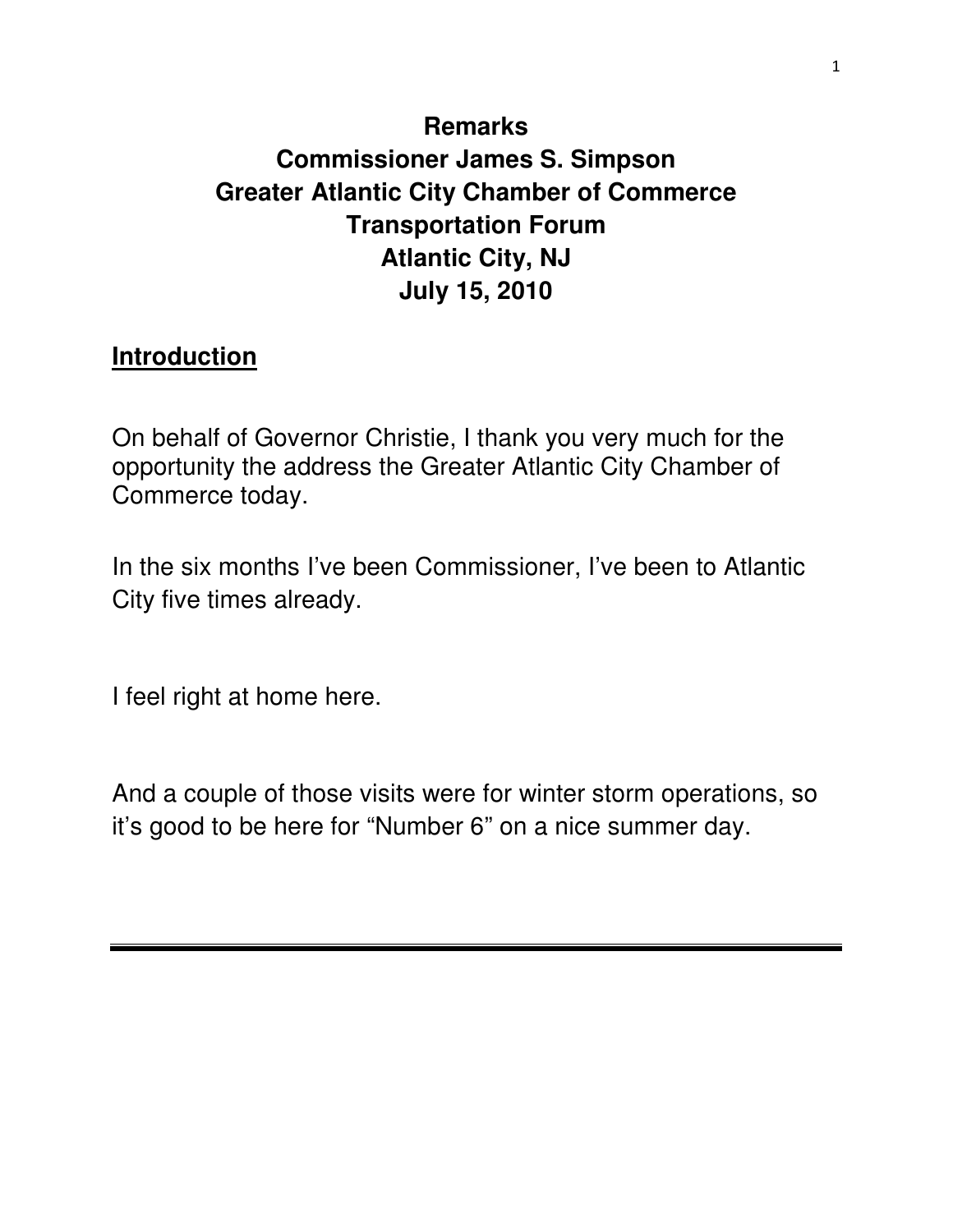**Remarks**
**Commissioner James S. Simpson**
**Greater Atlantic City Chamber of Commerce**
**Transportation Forum**
**Atlantic City, NJ**
**July 15, 2010**

## Introduction

On behalf of Governor Christie, I thank you very much for the opportunity the address the Greater Atlantic City Chamber of Commerce today.

In the six months I've been Commissioner, I've been to Atlantic City five times already.

I feel right at home here.

And a couple of those visits were for winter storm operations, so it's good to be here for "Number 6" on a nice summer day.

---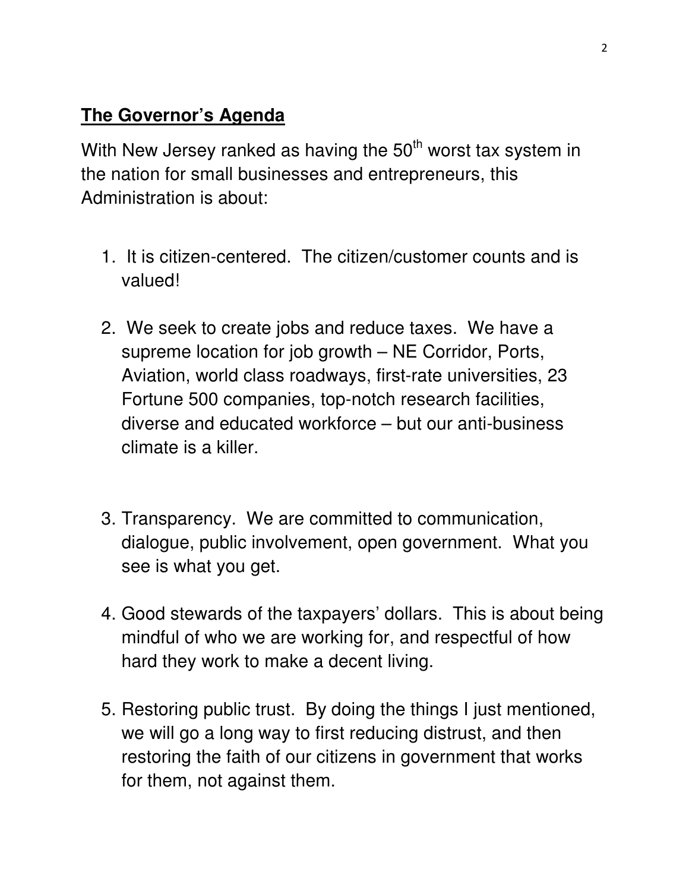## **The Governor's Agenda**

With New Jersey ranked as having the 50th worst tax system in the nation for small businesses and entrepreneurs, this Administration is about:

1. It is citizen-centered. The citizen/customer counts and is valued!

2. We seek to create jobs and reduce taxes. We have a supreme location for job growth – NE Corridor, Ports, Aviation, world class roadways, first-rate universities, 23 Fortune 500 companies, top-notch research facilities, diverse and educated workforce – but our anti-business climate is a killer.

3. Transparency. We are committed to communication, dialogue, public involvement, open government. What you see is what you get.

4. Good stewards of the taxpayers' dollars. This is about being mindful of who we are working for, and respectful of how hard they work to make a decent living.

5. Restoring public trust. By doing the things I just mentioned, we will go a long way to first reducing distrust, and then restoring the faith of our citizens in government that works for them, not against them.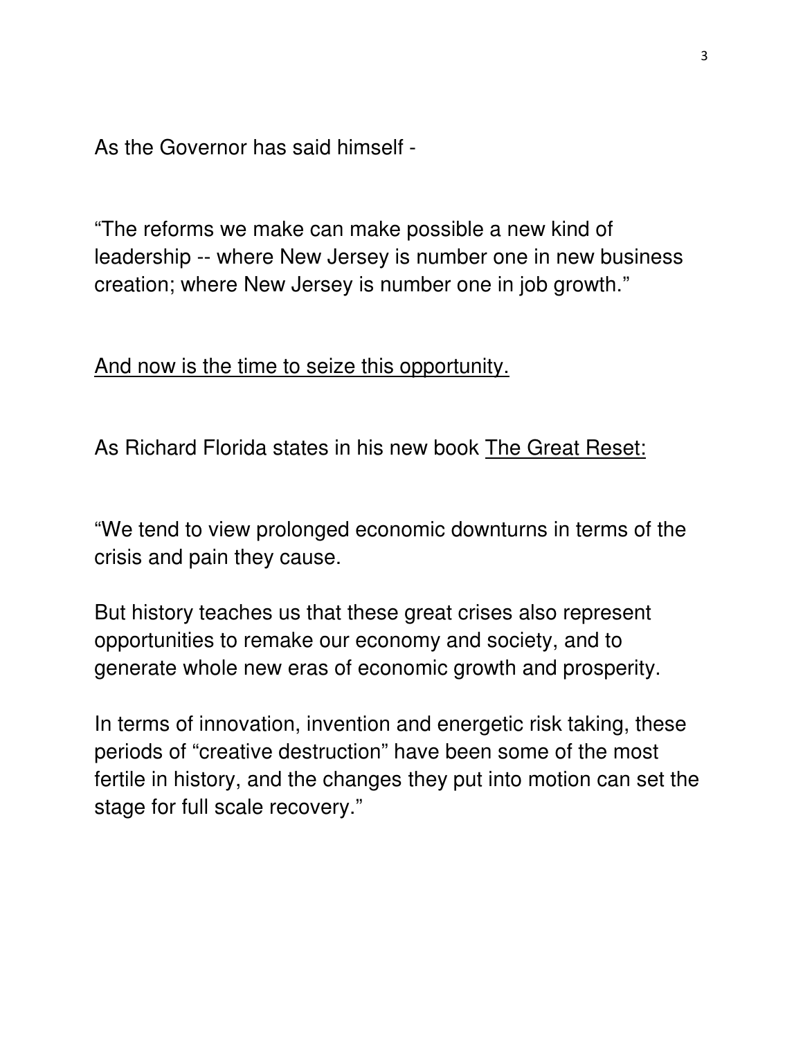As the Governor has said himself -

“The reforms we make can make possible a new kind of leadership -- where New Jersey is number one in new business creation; where New Jersey is number one in job growth.”

<u>And now is the time to seize this opportunity.</u>

As Richard Florida states in his new book <u>The Great Reset:</u>

“We tend to view prolonged economic downturns in terms of the crisis and pain they cause.

But history teaches us that these great crises also represent opportunities to remake our economy and society, and to generate whole new eras of economic growth and prosperity.

In terms of innovation, invention and energetic risk taking, these periods of “creative destruction” have been some of the most fertile in history, and the changes they put into motion can set the stage for full scale recovery.”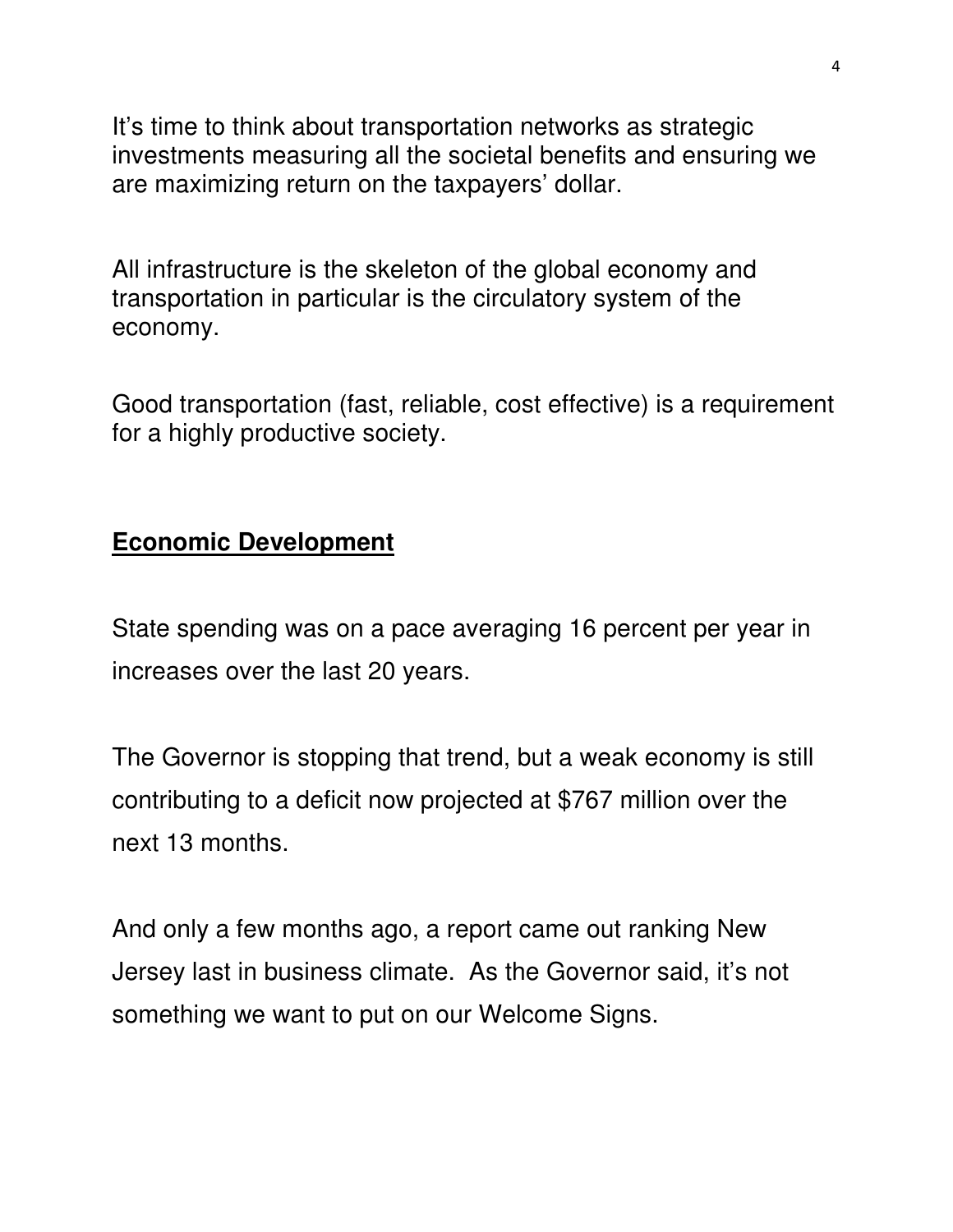It's time to think about transportation networks as strategic investments measuring all the societal benefits and ensuring we are maximizing return on the taxpayers' dollar.

All infrastructure is the skeleton of the global economy and transportation in particular is the circulatory system of the economy.

Good transportation (fast, reliable, cost effective) is a requirement for a highly productive society.

## **Economic Development**

State spending was on a pace averaging 16 percent per year in increases over the last 20 years.

The Governor is stopping that trend, but a weak economy is still contributing to a deficit now projected at $767 million over the next 13 months.

And only a few months ago, a report came out ranking New Jersey last in business climate. As the Governor said, it's not something we want to put on our Welcome Signs.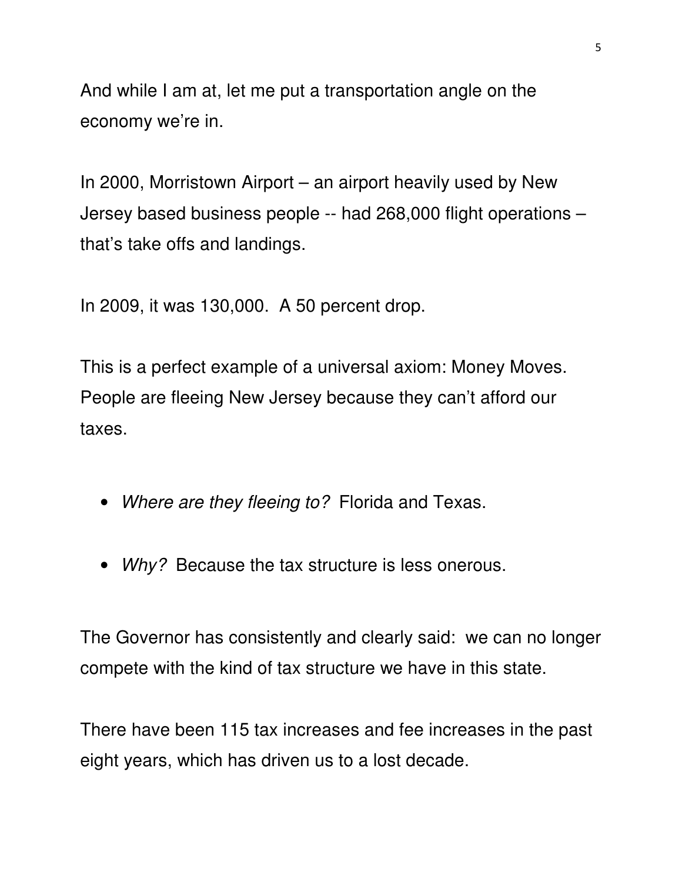And while I am at, let me put a transportation angle on the economy we're in.

In 2000, Morristown Airport – an airport heavily used by New Jersey based business people -- had 268,000 flight operations – that's take offs and landings.

In 2009, it was 130,000. A 50 percent drop.

This is a perfect example of a universal axiom: Money Moves. People are fleeing New Jersey because they can't afford our taxes.

- *Where are they fleeing to?* Florida and Texas.
- *Why?* Because the tax structure is less onerous.

The Governor has consistently and clearly said: we can no longer compete with the kind of tax structure we have in this state.

There have been 115 tax increases and fee increases in the past eight years, which has driven us to a lost decade.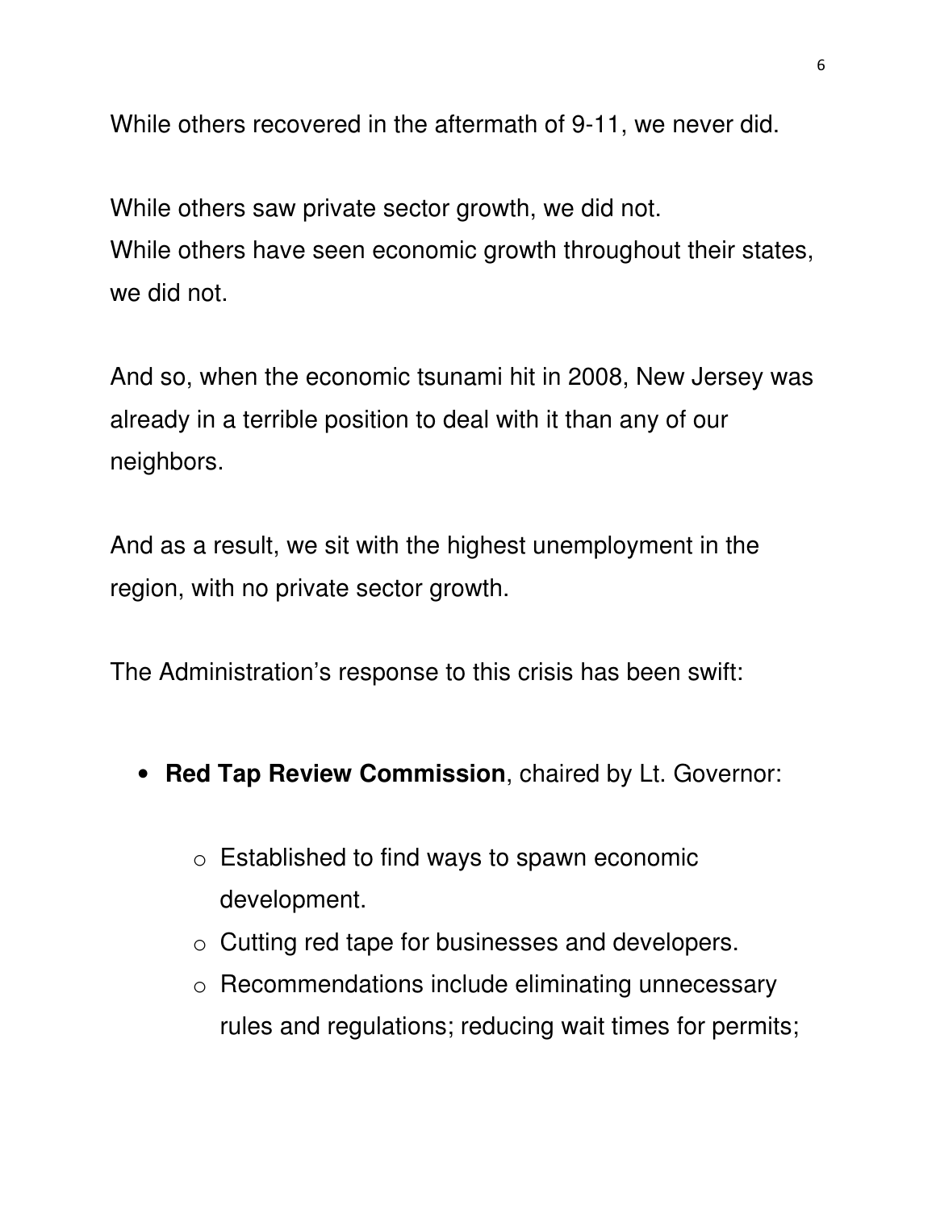While others recovered in the aftermath of 9-11, we never did.

While others saw private sector growth, we did not.
While others have seen economic growth throughout their states, we did not.

And so, when the economic tsunami hit in 2008, New Jersey was already in a terrible position to deal with it than any of our neighbors.

And as a result, we sit with the highest unemployment in the region, with no private sector growth.

The Administration's response to this crisis has been swift:

- **Red Tap Review Commission**, chaired by Lt. Governor:
  - Established to find ways to spawn economic development.
  - Cutting red tape for businesses and developers.
  - Recommendations include eliminating unnecessary rules and regulations; reducing wait times for permits;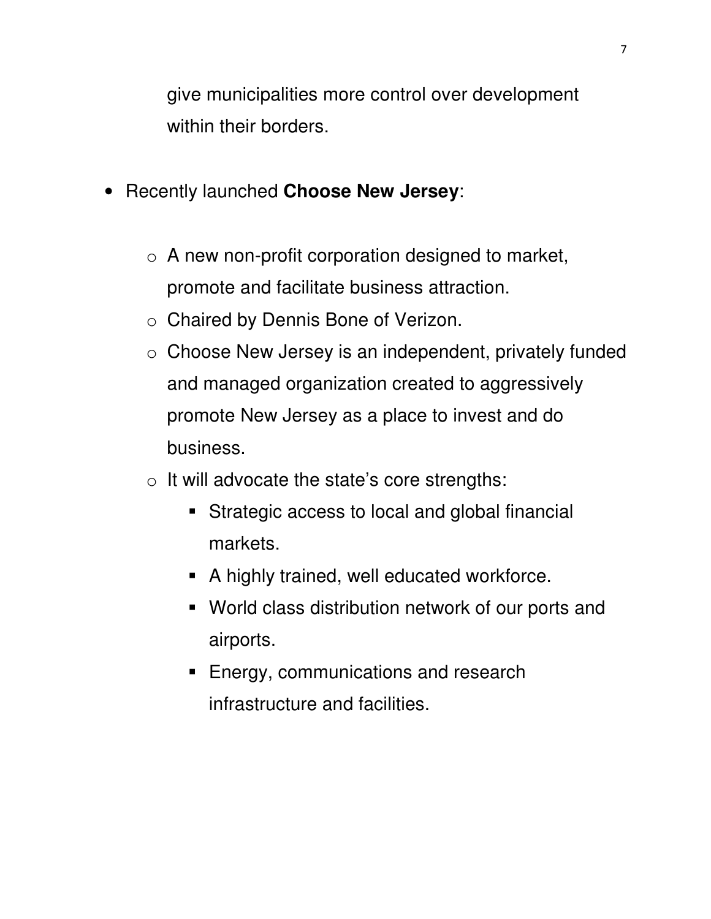give municipalities more control over development within their borders.

- Recently launched **Choose New Jersey**:

  - A new non-profit corporation designed to market, promote and facilitate business attraction.
  - Chaired by Dennis Bone of Verizon.
  - Choose New Jersey is an independent, privately funded and managed organization created to aggressively promote New Jersey as a place to invest and do business.
  - It will advocate the state's core strengths:
    - Strategic access to local and global financial markets.
    - A highly trained, well educated workforce.
    - World class distribution network of our ports and airports.
    - Energy, communications and research infrastructure and facilities.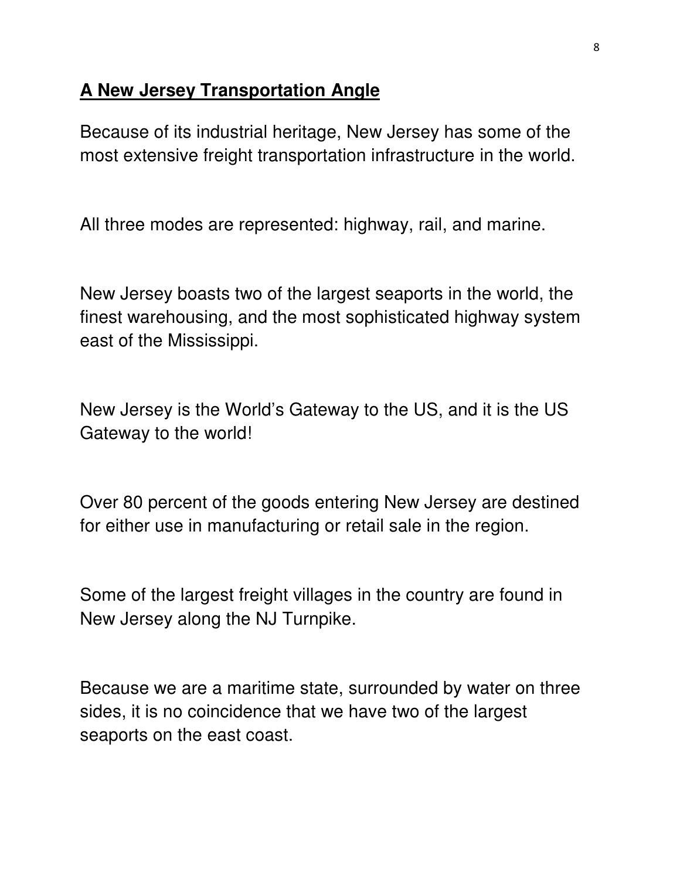## A New Jersey Transportation Angle

Because of its industrial heritage, New Jersey has some of the most extensive freight transportation infrastructure in the world.

All three modes are represented: highway, rail, and marine.

New Jersey boasts two of the largest seaports in the world, the finest warehousing, and the most sophisticated highway system east of the Mississippi.

New Jersey is the World's Gateway to the US, and it is the US Gateway to the world!

Over 80 percent of the goods entering New Jersey are destined for either use in manufacturing or retail sale in the region.

Some of the largest freight villages in the country are found in New Jersey along the NJ Turnpike.

Because we are a maritime state, surrounded by water on three sides, it is no coincidence that we have two of the largest seaports on the east coast.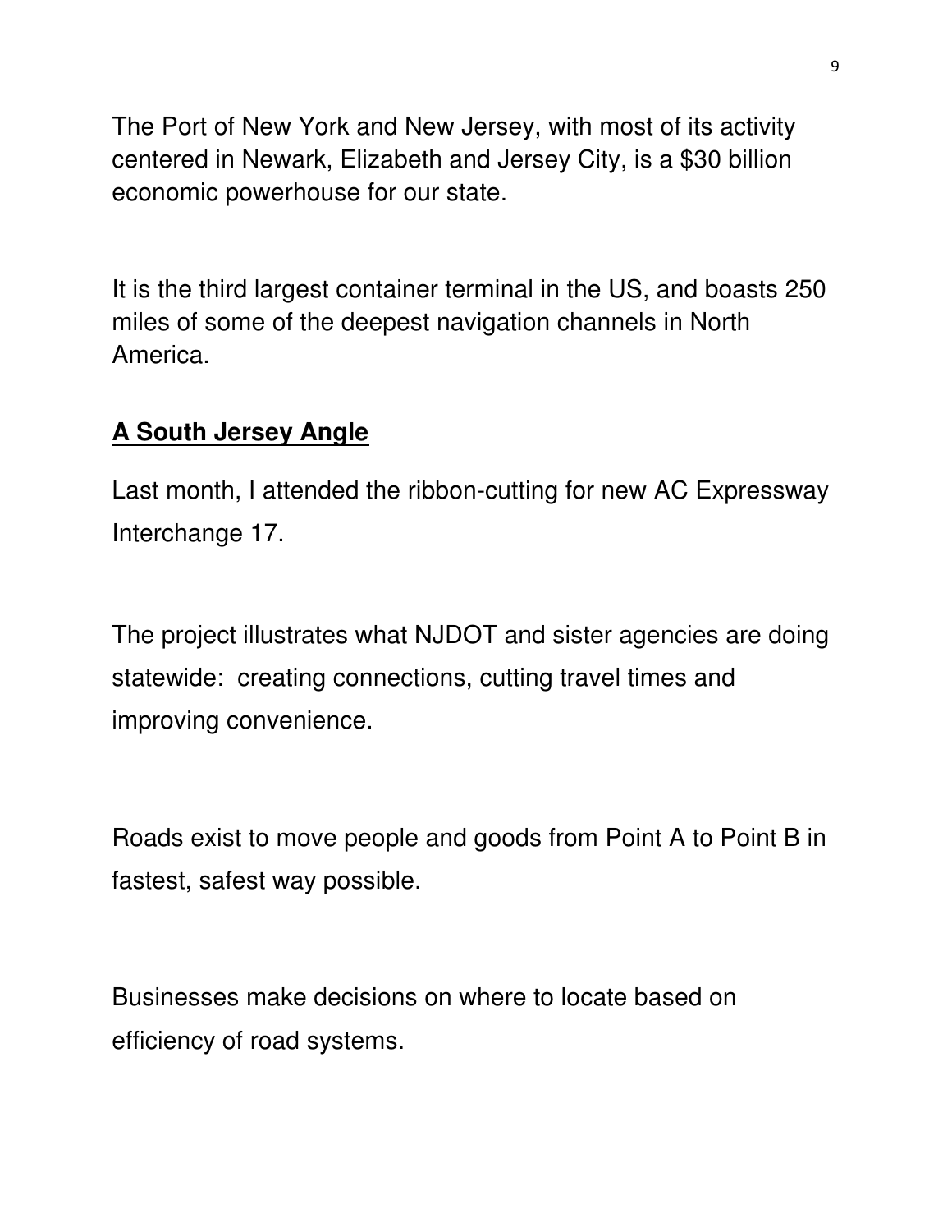The Port of New York and New Jersey, with most of its activity centered in Newark, Elizabeth and Jersey City, is a $30 billion economic powerhouse for our state.

It is the third largest container terminal in the US, and boasts 250 miles of some of the deepest navigation channels in North America.

## A South Jersey Angle

Last month, I attended the ribbon-cutting for new AC Expressway Interchange 17.

The project illustrates what NJDOT and sister agencies are doing statewide: creating connections, cutting travel times and improving convenience.

Roads exist to move people and goods from Point A to Point B in fastest, safest way possible.

Businesses make decisions on where to locate based on efficiency of road systems.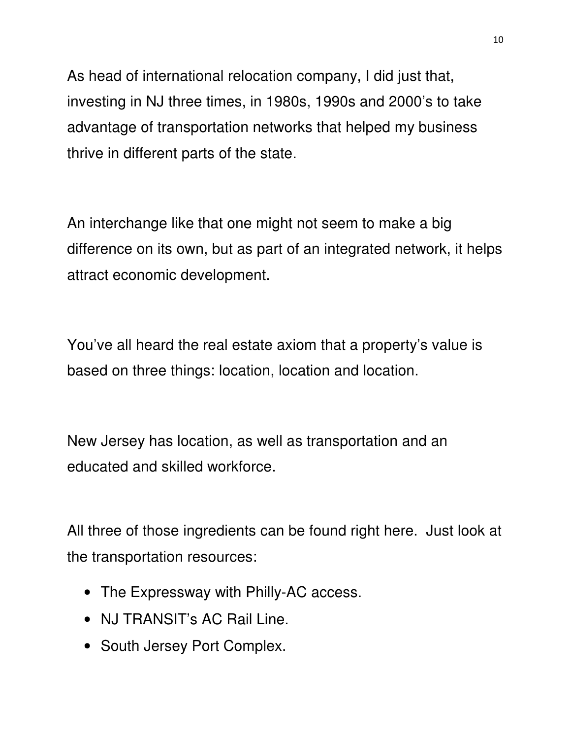As head of international relocation company, I did just that, investing in NJ three times, in 1980s, 1990s and 2000's to take advantage of transportation networks that helped my business thrive in different parts of the state.

An interchange like that one might not seem to make a big difference on its own, but as part of an integrated network, it helps attract economic development.

You've all heard the real estate axiom that a property's value is based on three things: location, location and location.

New Jersey has location, as well as transportation and an educated and skilled workforce.

All three of those ingredients can be found right here. Just look at the transportation resources:

- The Expressway with Philly-AC access.
- NJ TRANSIT's AC Rail Line.
- South Jersey Port Complex.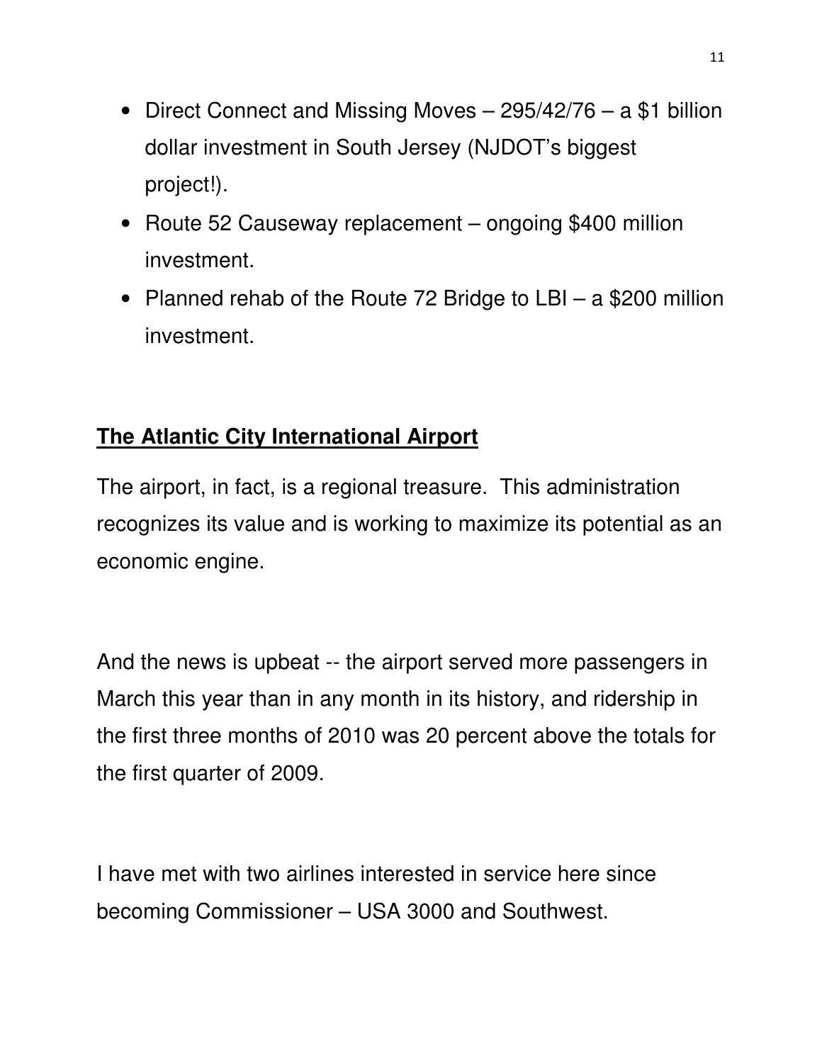- Direct Connect and Missing Moves – 295/42/76 – a $1 billion dollar investment in South Jersey (NJDOT's biggest project!).
- Route 52 Causeway replacement – ongoing $400 million investment.
- Planned rehab of the Route 72 Bridge to LBI – a $200 million investment.

**The Atlantic City International Airport**

The airport, in fact, is a regional treasure. This administration recognizes its value and is working to maximize its potential as an economic engine.

And the news is upbeat -- the airport served more passengers in March this year than in any month in its history, and ridership in the first three months of 2010 was 20 percent above the totals for the first quarter of 2009.

I have met with two airlines interested in service here since becoming Commissioner – USA 3000 and Southwest.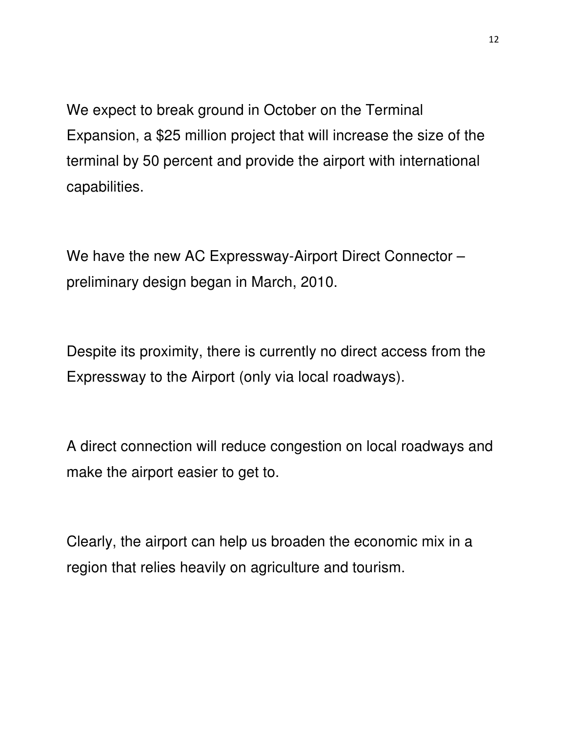We expect to break ground in October on the Terminal Expansion, a $25 million project that will increase the size of the terminal by 50 percent and provide the airport with international capabilities.

We have the new AC Expressway-Airport Direct Connector – preliminary design began in March, 2010.

Despite its proximity, there is currently no direct access from the Expressway to the Airport (only via local roadways).

A direct connection will reduce congestion on local roadways and make the airport easier to get to.

Clearly, the airport can help us broaden the economic mix in a region that relies heavily on agriculture and tourism.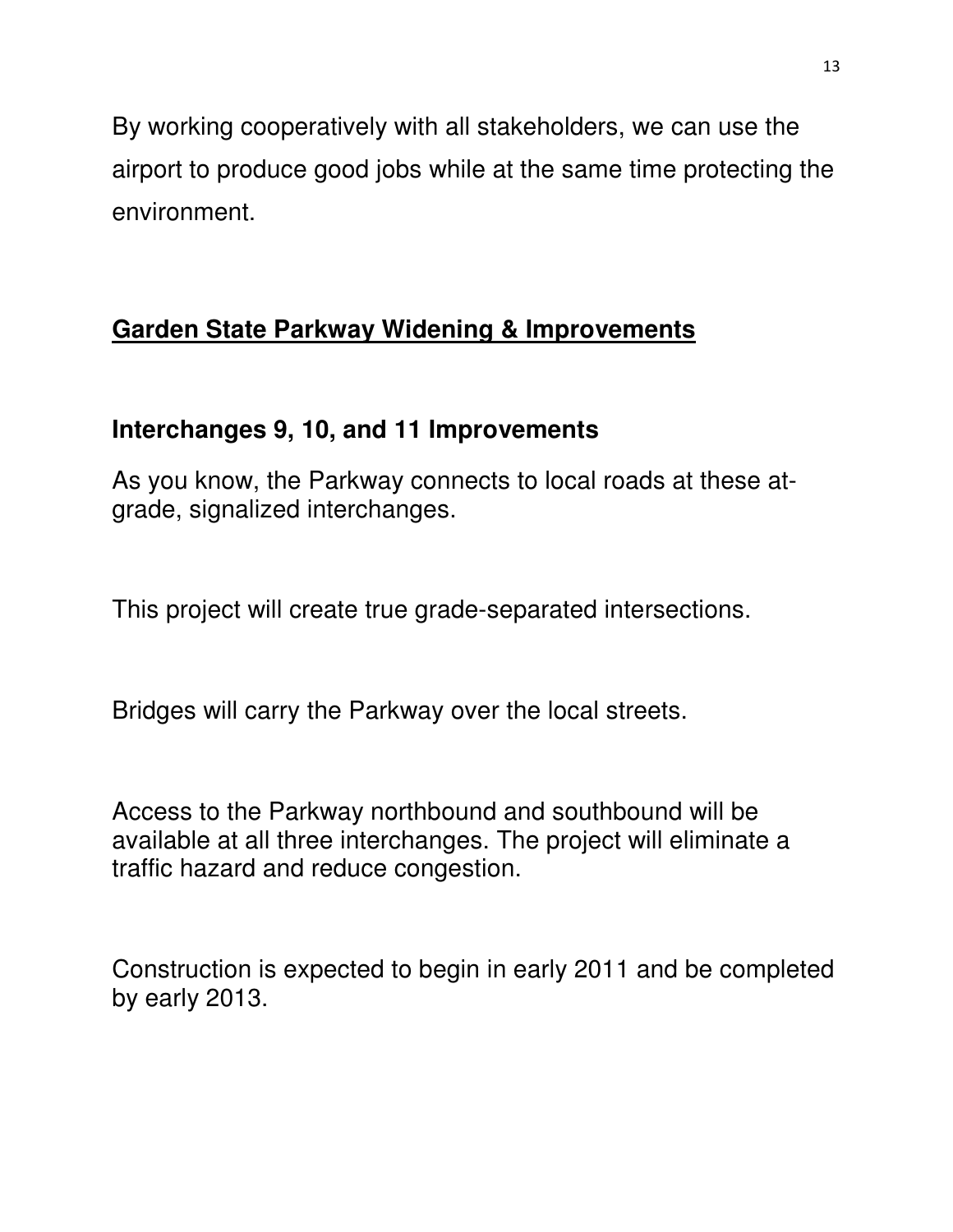By working cooperatively with all stakeholders, we can use the airport to produce good jobs while at the same time protecting the environment.

## **<u>Garden State Parkway Widening & Improvements</u>**

### Interchanges 9, 10, and 11 Improvements

As you know, the Parkway connects to local roads at these at-grade, signalized interchanges.

This project will create true grade-separated intersections.

Bridges will carry the Parkway over the local streets.

Access to the Parkway northbound and southbound will be available at all three interchanges. The project will eliminate a traffic hazard and reduce congestion.

Construction is expected to begin in early 2011 and be completed by early 2013.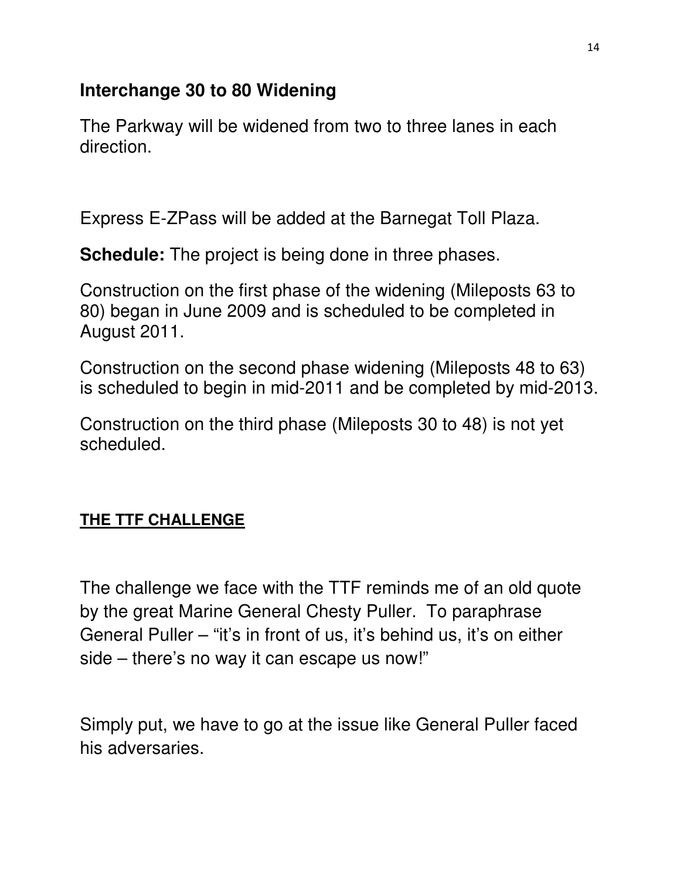## Interchange 30 to 80 Widening

The Parkway will be widened from two to three lanes in each direction.

Express E-ZPass will be added at the Barnegat Toll Plaza.

**Schedule:** The project is being done in three phases.

Construction on the first phase of the widening (Mileposts 63 to 80) began in June 2009 and is scheduled to be completed in August 2011.

Construction on the second phase widening (Mileposts 48 to 63) is scheduled to begin in mid-2011 and be completed by mid-2013.

Construction on the third phase (Mileposts 30 to 48) is not yet scheduled.

## THE TTF CHALLENGE

The challenge we face with the TTF reminds me of an old quote by the great Marine General Chesty Puller. To paraphrase General Puller – "it's in front of us, it's behind us, it's on either side – there's no way it can escape us now!"

Simply put, we have to go at the issue like General Puller faced his adversaries.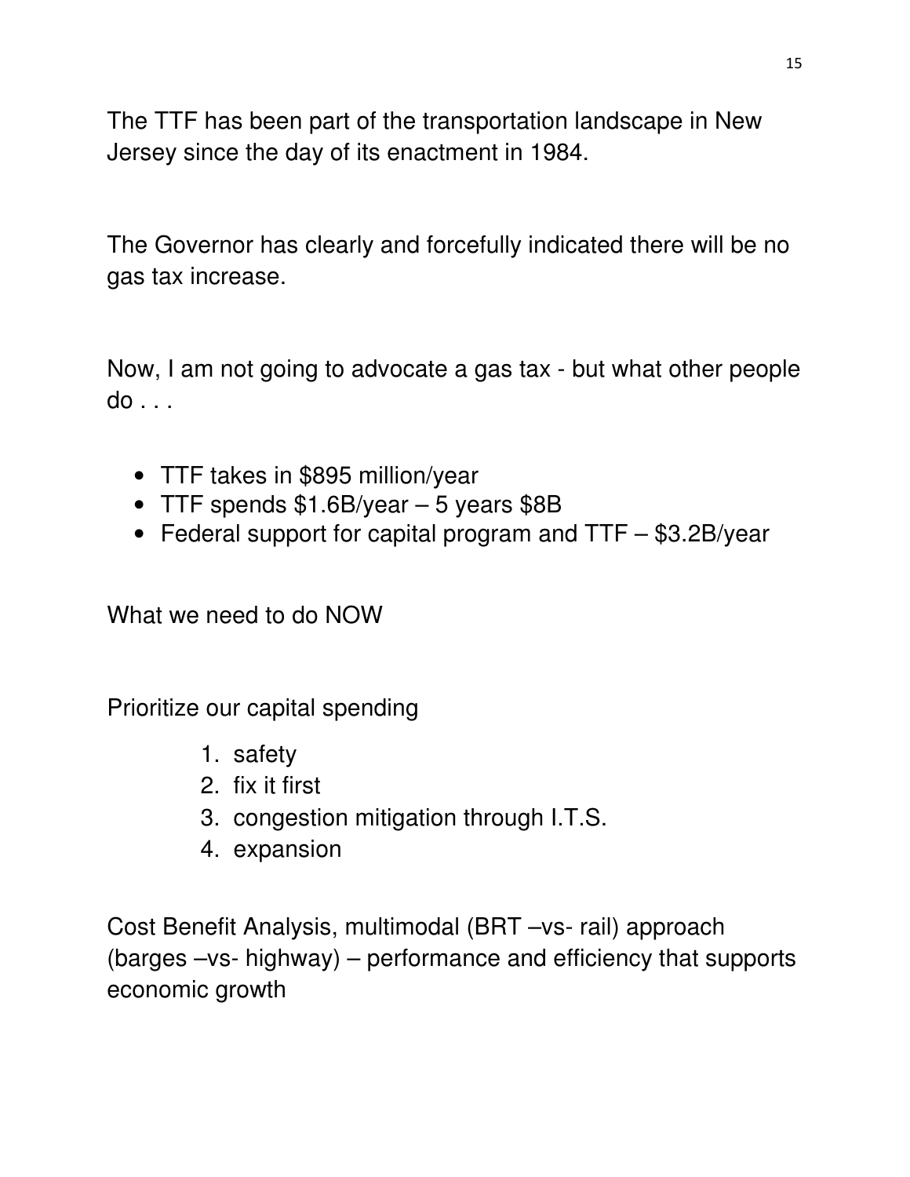The TTF has been part of the transportation landscape in New Jersey since the day of its enactment in 1984.

The Governor has clearly and forcefully indicated there will be no gas tax increase.

Now, I am not going to advocate a gas tax - but what other people do . . .

- TTF takes in $895 million/year
- TTF spends $1.6B/year – 5 years $8B
- Federal support for capital program and TTF – $3.2B/year

What we need to do NOW

Prioritize our capital spending

1. safety
2. fix it first
3. congestion mitigation through I.T.S.
4. expansion

Cost Benefit Analysis, multimodal (BRT –vs- rail) approach (barges –vs- highway) – performance and efficiency that supports economic growth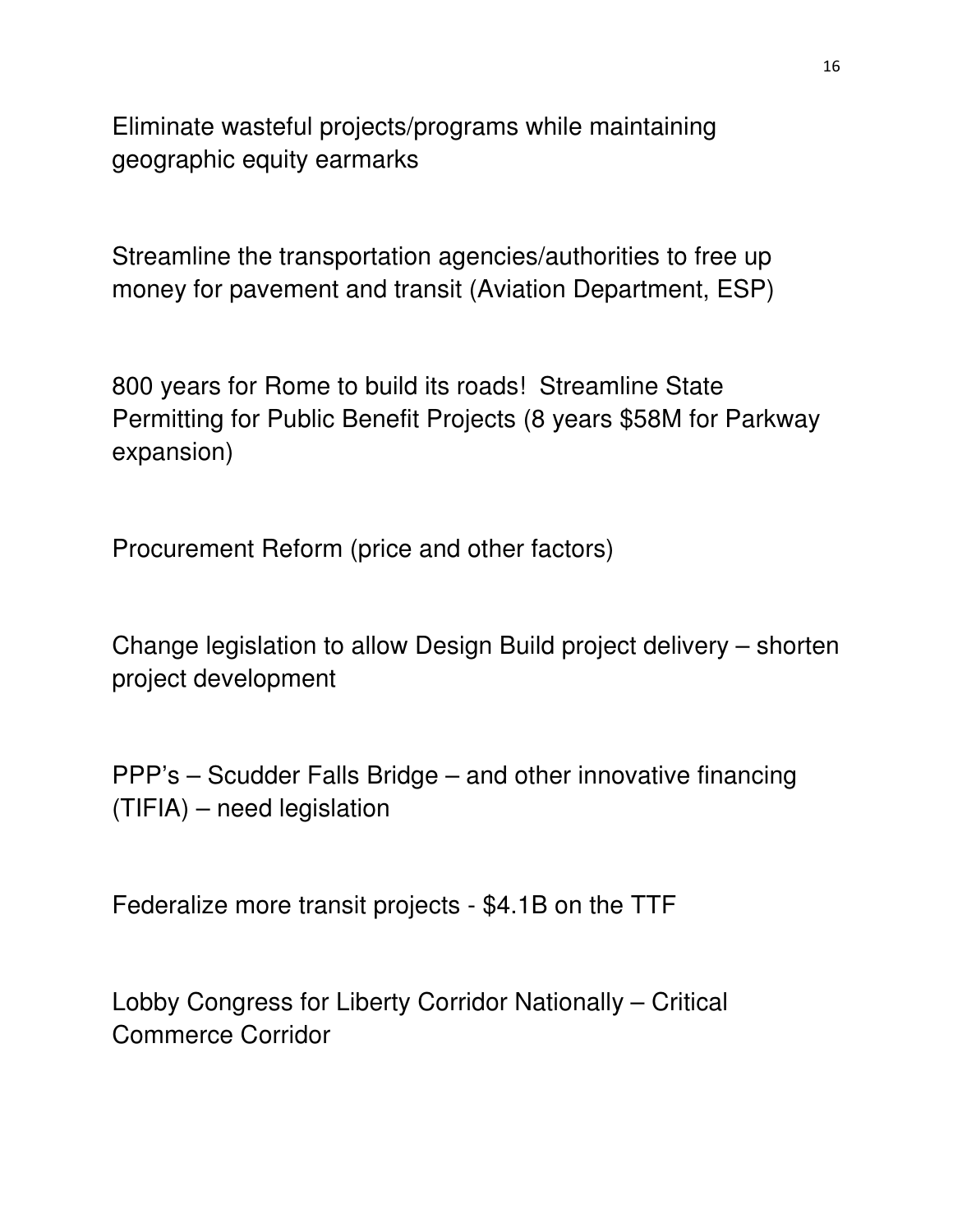Eliminate wasteful projects/programs while maintaining geographic equity earmarks

Streamline the transportation agencies/authorities to free up money for pavement and transit (Aviation Department, ESP)

800 years for Rome to build its roads! Streamline State Permitting for Public Benefit Projects (8 years $58M for Parkway expansion)

Procurement Reform (price and other factors)

Change legislation to allow Design Build project delivery – shorten project development

PPP's – Scudder Falls Bridge – and other innovative financing (TIFIA) – need legislation

Federalize more transit projects - $4.1B on the TTF

Lobby Congress for Liberty Corridor Nationally – Critical Commerce Corridor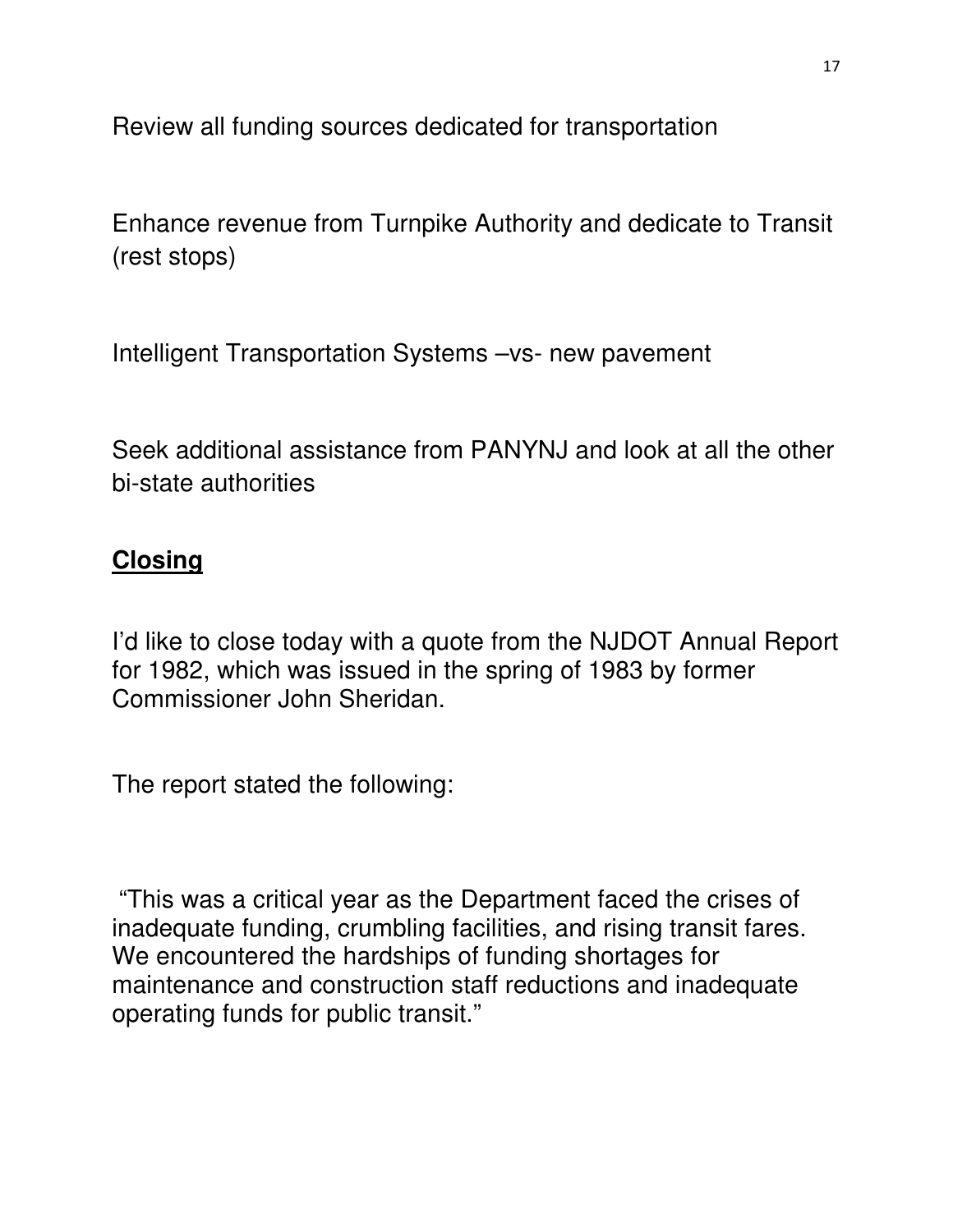Review all funding sources dedicated for transportation

Enhance revenue from Turnpike Authority and dedicate to Transit (rest stops)

Intelligent Transportation Systems –vs- new pavement

Seek additional assistance from PANYNJ and look at all the other bi-state authorities

## **Closing**

I'd like to close today with a quote from the NJDOT Annual Report for 1982, which was issued in the spring of 1983 by former Commissioner John Sheridan.

The report stated the following:

"This was a critical year as the Department faced the crises of inadequate funding, crumbling facilities, and rising transit fares. We encountered the hardships of funding shortages for maintenance and construction staff reductions and inadequate operating funds for public transit."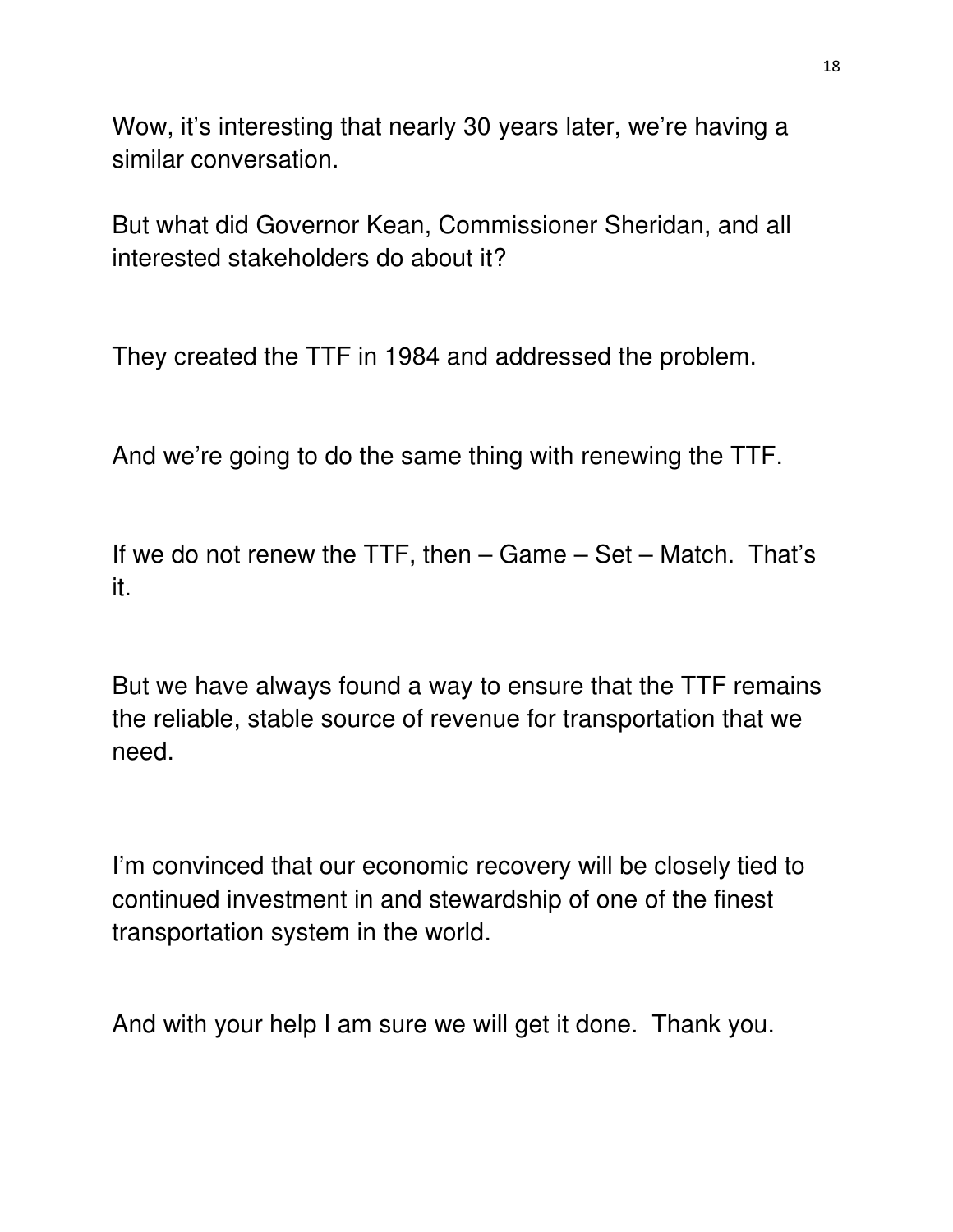Wow, it's interesting that nearly 30 years later, we're having a similar conversation.

But what did Governor Kean, Commissioner Sheridan, and all interested stakeholders do about it?

They created the TTF in 1984 and addressed the problem.

And we're going to do the same thing with renewing the TTF.

If we do not renew the TTF, then – Game – Set – Match. That's it.

But we have always found a way to ensure that the TTF remains the reliable, stable source of revenue for transportation that we need.

I'm convinced that our economic recovery will be closely tied to continued investment in and stewardship of one of the finest transportation system in the world.

And with your help I am sure we will get it done. Thank you.